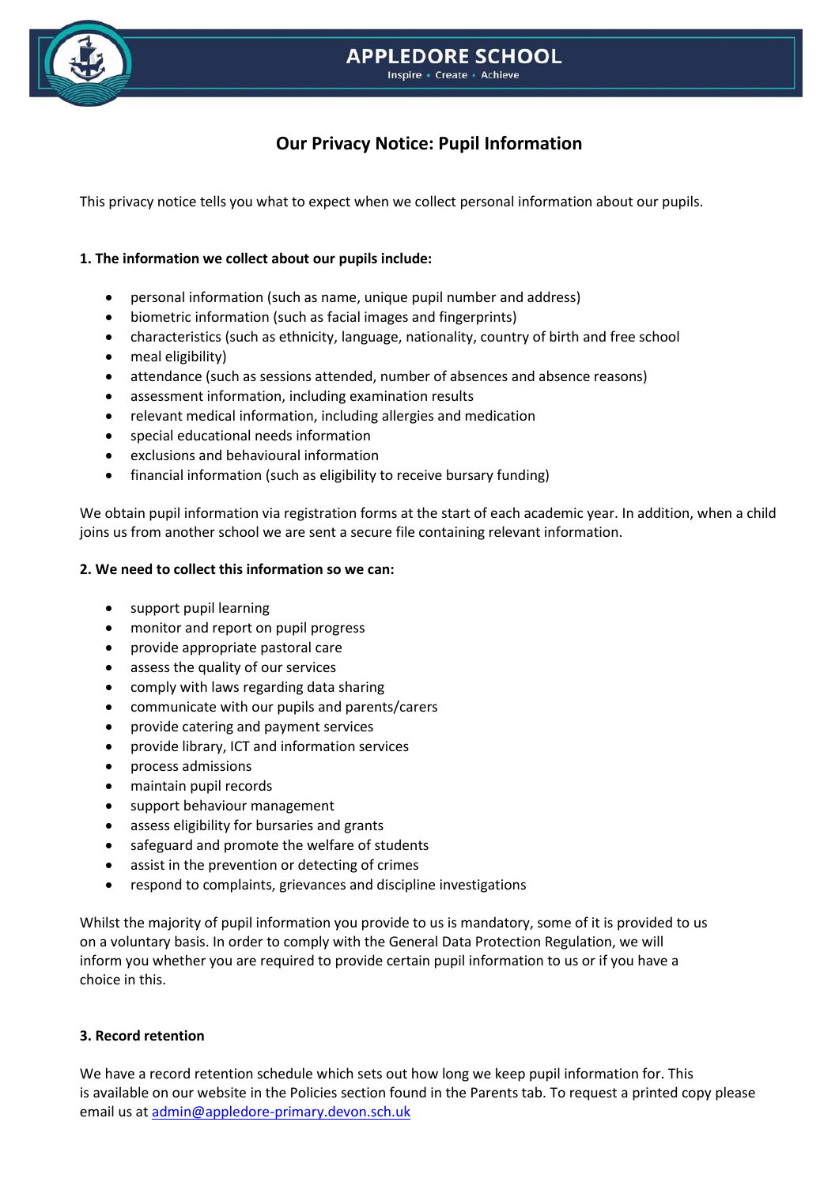# APPLEDORE SCHOOL

Inspire • Create • Achieve

## Our Privacy Notice: Pupil Information

This privacy notice tells you what to expect when we collect personal information about our pupils.

**1. The information we collect about our pupils include:**

- personal information (such as name, unique pupil number and address)
- biometric information (such as facial images and fingerprints)
- characteristics (such as ethnicity, language, nationality, country of birth and free school
- meal eligibility)
- attendance (such as sessions attended, number of absences and absence reasons)
- assessment information, including examination results
- relevant medical information, including allergies and medication
- special educational needs information
- exclusions and behavioural information
- financial information (such as eligibility to receive bursary funding)

We obtain pupil information via registration forms at the start of each academic year. In addition, when a child joins us from another school we are sent a secure file containing relevant information.

**2. We need to collect this information so we can:**

- support pupil learning
- monitor and report on pupil progress
- provide appropriate pastoral care
- assess the quality of our services
- comply with laws regarding data sharing
- communicate with our pupils and parents/carers
- provide catering and payment services
- provide library, ICT and information services
- process admissions
- maintain pupil records
- support behaviour management
- assess eligibility for bursaries and grants
- safeguard and promote the welfare of students
- assist in the prevention or detecting of crimes
- respond to complaints, grievances and discipline investigations

Whilst the majority of pupil information you provide to us is mandatory, some of it is provided to us on a voluntary basis. In order to comply with the General Data Protection Regulation, we will inform you whether you are required to provide certain pupil information to us or if you have a choice in this.

**3. Record retention**

We have a record retention schedule which sets out how long we keep pupil information for. This is available on our website in the Policies section found in the Parents tab. To request a printed copy please email us at admin@appledore-primary.devon.sch.uk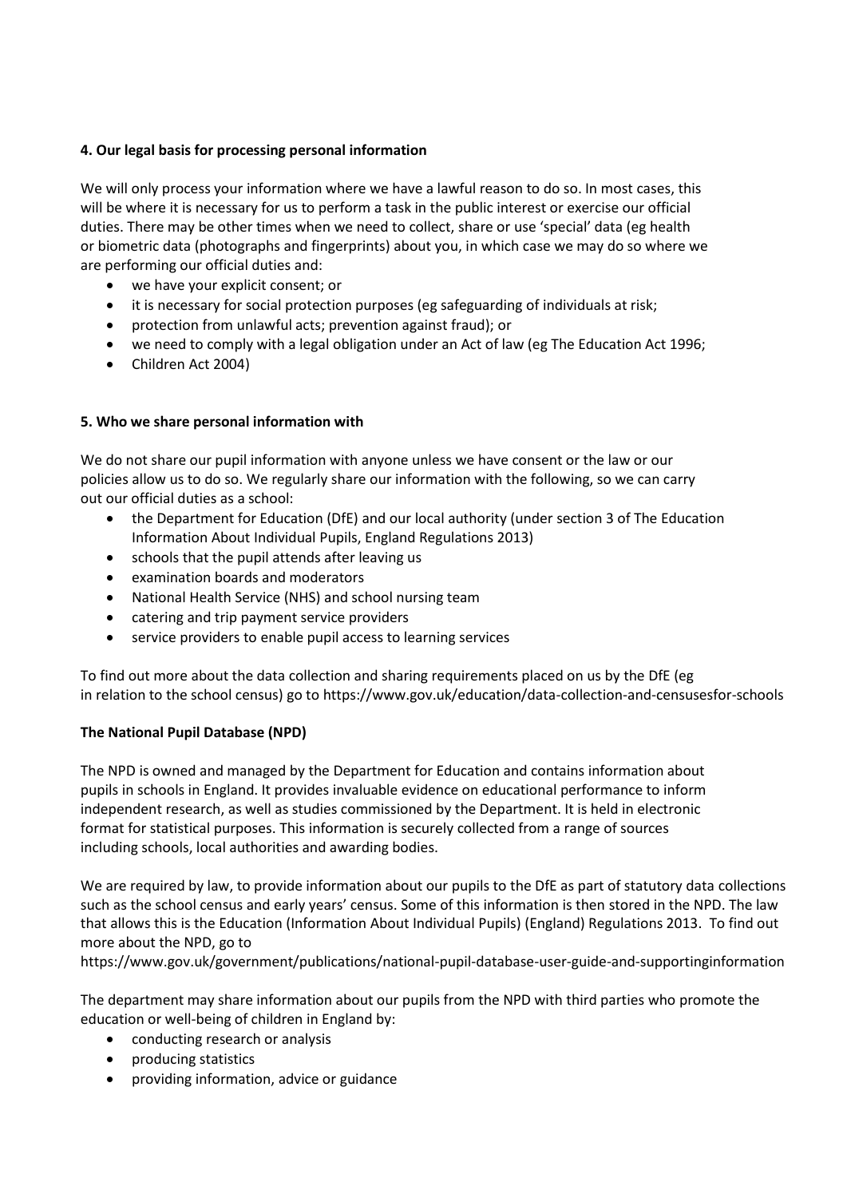**4. Our legal basis for processing personal information**

We will only process your information where we have a lawful reason to do so. In most cases, this will be where it is necessary for us to perform a task in the public interest or exercise our official duties. There may be other times when we need to collect, share or use 'special' data (eg health or biometric data (photographs and fingerprints) about you, in which case we may do so where we are performing our official duties and:

- we have your explicit consent; or
- it is necessary for social protection purposes (eg safeguarding of individuals at risk;
- protection from unlawful acts; prevention against fraud); or
- we need to comply with a legal obligation under an Act of law (eg The Education Act 1996;
- Children Act 2004)

**5. Who we share personal information with**

We do not share our pupil information with anyone unless we have consent or the law or our policies allow us to do so. We regularly share our information with the following, so we can carry out our official duties as a school:

- the Department for Education (DfE) and our local authority (under section 3 of The Education Information About Individual Pupils, England Regulations 2013)
- schools that the pupil attends after leaving us
- examination boards and moderators
- National Health Service (NHS) and school nursing team
- catering and trip payment service providers
- service providers to enable pupil access to learning services

To find out more about the data collection and sharing requirements placed on us by the DfE (eg in relation to the school census) go to https://www.gov.uk/education/data-collection-and-censusesfor-schools

**The National Pupil Database (NPD)**

The NPD is owned and managed by the Department for Education and contains information about pupils in schools in England. It provides invaluable evidence on educational performance to inform independent research, as well as studies commissioned by the Department. It is held in electronic format for statistical purposes. This information is securely collected from a range of sources including schools, local authorities and awarding bodies.

We are required by law, to provide information about our pupils to the DfE as part of statutory data collections such as the school census and early years' census. Some of this information is then stored in the NPD. The law that allows this is the Education (Information About Individual Pupils) (England) Regulations 2013. To find out more about the NPD, go to
https://www.gov.uk/government/publications/national-pupil-database-user-guide-and-supportinginformation

The department may share information about our pupils from the NPD with third parties who promote the education or well-being of children in England by:

- conducting research or analysis
- producing statistics
- providing information, advice or guidance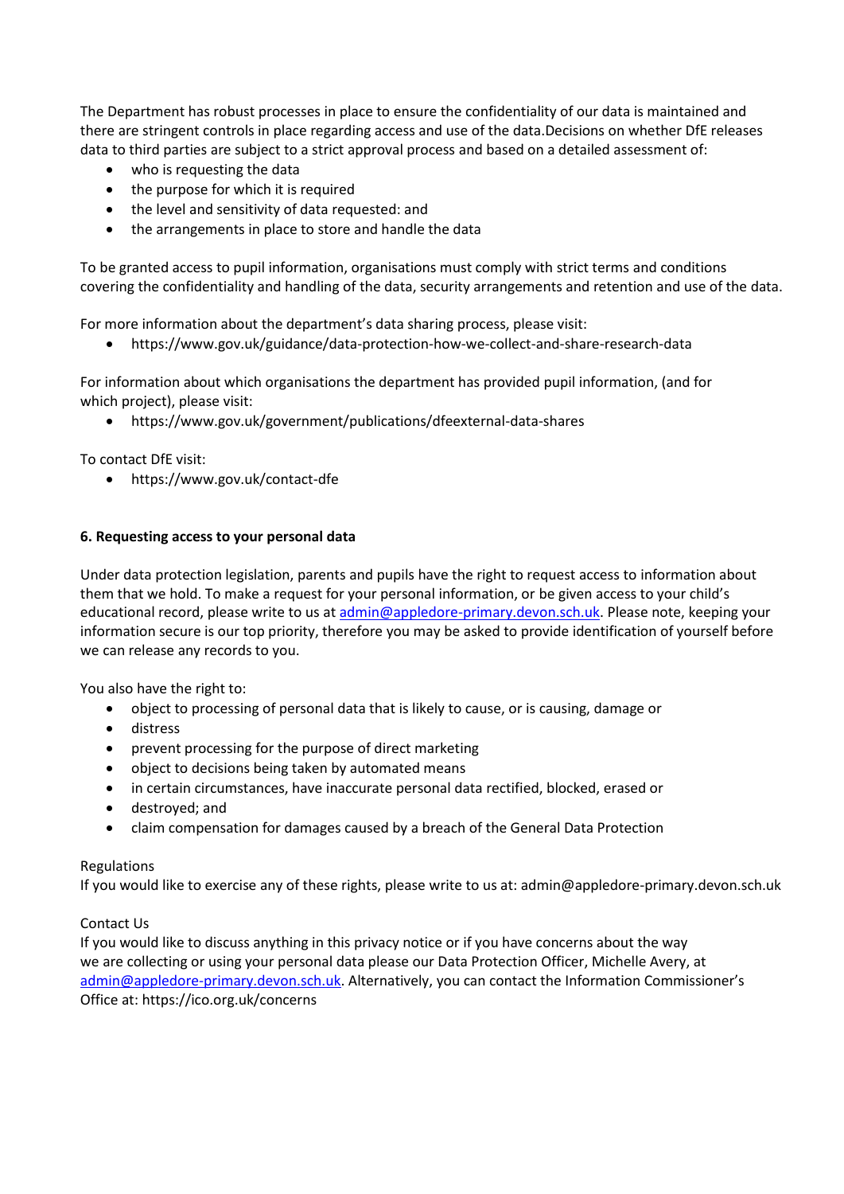The Department has robust processes in place to ensure the confidentiality of our data is maintained and there are stringent controls in place regarding access and use of the data.Decisions on whether DfE releases data to third parties are subject to a strict approval process and based on a detailed assessment of:

- who is requesting the data
- the purpose for which it is required
- the level and sensitivity of data requested: and
- the arrangements in place to store and handle the data

To be granted access to pupil information, organisations must comply with strict terms and conditions covering the confidentiality and handling of the data, security arrangements and retention and use of the data.

For more information about the department's data sharing process, please visit:

- https://www.gov.uk/guidance/data-protection-how-we-collect-and-share-research-data

For information about which organisations the department has provided pupil information, (and for which project), please visit:

- https://www.gov.uk/government/publications/dfeexternal-data-shares

To contact DfE visit:

- https://www.gov.uk/contact-dfe

**6. Requesting access to your personal data**

Under data protection legislation, parents and pupils have the right to request access to information about them that we hold. To make a request for your personal information, or be given access to your child's educational record, please write to us at admin@appledore-primary.devon.sch.uk. Please note, keeping your information secure is our top priority, therefore you may be asked to provide identification of yourself before we can release any records to you.

You also have the right to:

- object to processing of personal data that is likely to cause, or is causing, damage or
- distress
- prevent processing for the purpose of direct marketing
- object to decisions being taken by automated means
- in certain circumstances, have inaccurate personal data rectified, blocked, erased or
- destroyed; and
- claim compensation for damages caused by a breach of the General Data Protection

Regulations

If you would like to exercise any of these rights, please write to us at: admin@appledore-primary.devon.sch.uk

Contact Us

If you would like to discuss anything in this privacy notice or if you have concerns about the way we are collecting or using your personal data please our Data Protection Officer, Michelle Avery, at admin@appledore-primary.devon.sch.uk. Alternatively, you can contact the Information Commissioner's Office at: https://ico.org.uk/concerns